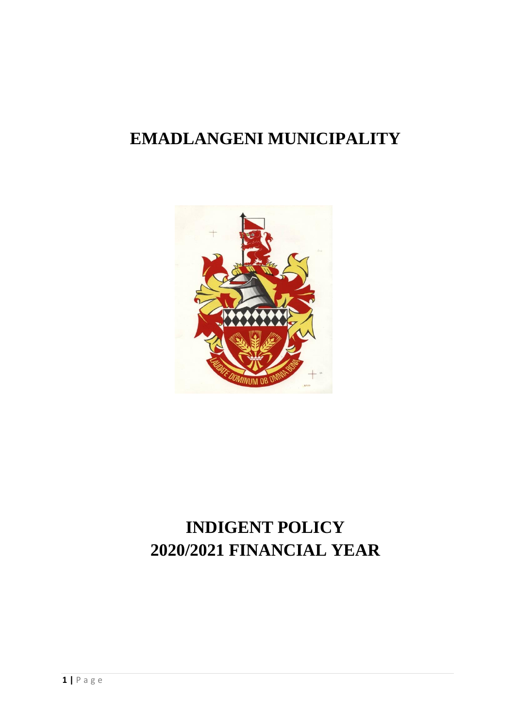# EMADLANGENI MUNICIPALITY

# INDIGENT POLICY
# 2020/2021 FINANCIAL YEAR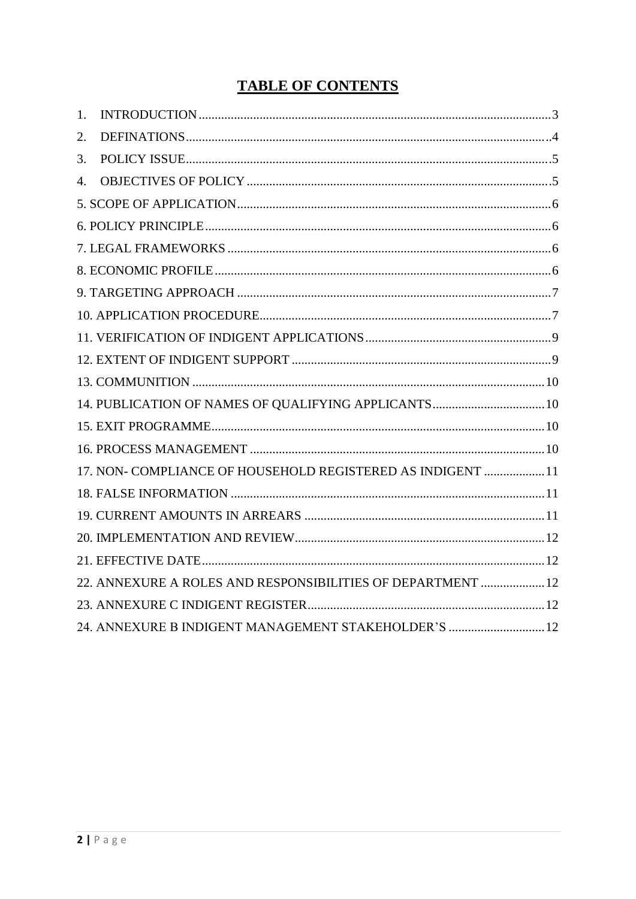# TABLE OF CONTENTS

1. INTRODUCTION ..... 3
2. DEFINATIONS ..... 4
3. POLICY ISSUE ..... 5
4. OBJECTIVES OF POLICY ..... 5

5. SCOPE OF APPLICATION ..... 6

6. POLICY PRINCIPLE ..... 6

7. LEGAL FRAMEWORKS ..... 6

8. ECONOMIC PROFILE ..... 6

9. TARGETING APPROACH ..... 7

10. APPLICATION PROCEDURE ..... 7

11. VERIFICATION OF INDIGENT APPLICATIONS ..... 9

12. EXTENT OF INDIGENT SUPPORT ..... 9

13. COMMUNITION ..... 10

14. PUBLICATION OF NAMES OF QUALIFYING APPLICANTS ..... 10

15. EXIT PROGRAMME ..... 10

16. PROCESS MANAGEMENT ..... 10

17. NON- COMPLIANCE OF HOUSEHOLD REGISTERED AS INDIGENT ..... 11

18. FALSE INFORMATION ..... 11

19. CURRENT AMOUNTS IN ARREARS ..... 11

20. IMPLEMENTATION AND REVIEW ..... 12

21. EFFECTIVE DATE ..... 12

22. ANNEXURE A ROLES AND RESPONSIBILITIES OF DEPARTMENT ..... 12

23. ANNEXURE C INDIGENT REGISTER ..... 12

24. ANNEXURE B INDIGENT MANAGEMENT STAKEHOLDER'S ..... 12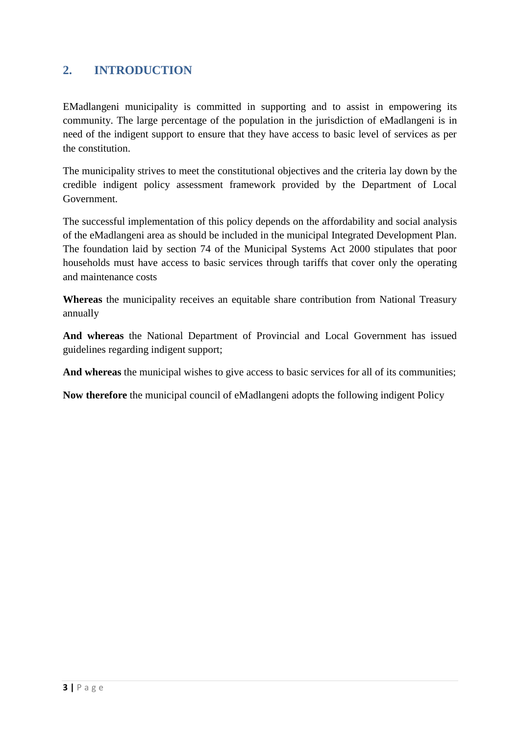## 2. INTRODUCTION

EMadlangeni municipality is committed in supporting and to assist in empowering its community. The large percentage of the population in the jurisdiction of eMadlangeni is in need of the indigent support to ensure that they have access to basic level of services as per the constitution.

The municipality strives to meet the constitutional objectives and the criteria lay down by the credible indigent policy assessment framework provided by the Department of Local Government.

The successful implementation of this policy depends on the affordability and social analysis of the eMadlangeni area as should be included in the municipal Integrated Development Plan. The foundation laid by section 74 of the Municipal Systems Act 2000 stipulates that poor households must have access to basic services through tariffs that cover only the operating and maintenance costs

**Whereas** the municipality receives an equitable share contribution from National Treasury annually

**And whereas** the National Department of Provincial and Local Government has issued guidelines regarding indigent support;

**And whereas** the municipal wishes to give access to basic services for all of its communities;

**Now therefore** the municipal council of eMadlangeni adopts the following indigent Policy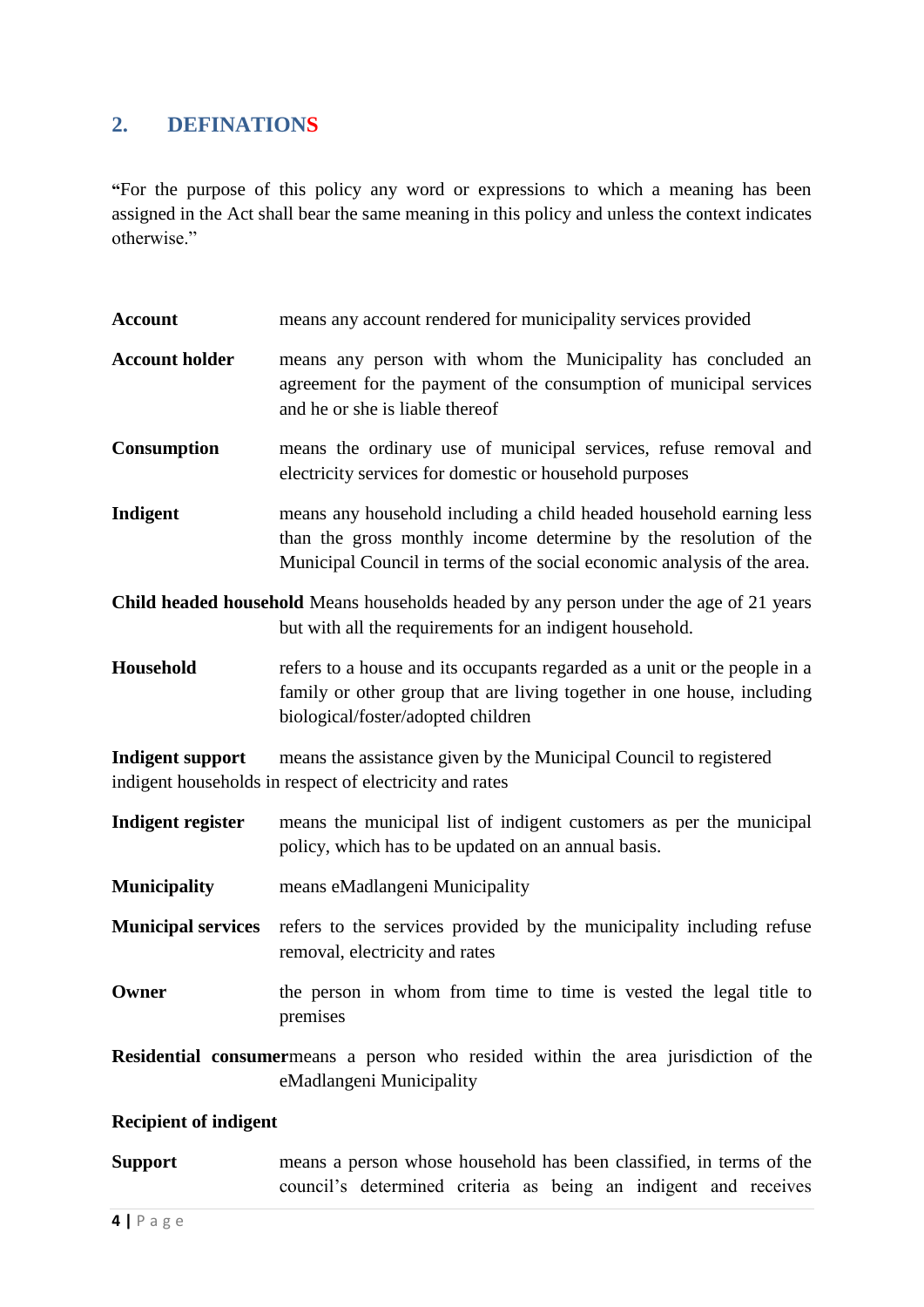## 2. DEFINATIONS

"For the purpose of this policy any word or expressions to which a meaning has been assigned in the Act shall bear the same meaning in this policy and unless the context indicates otherwise."

**Account** means any account rendered for municipality services provided

**Account holder** means any person with whom the Municipality has concluded an agreement for the payment of the consumption of municipal services and he or she is liable thereof

**Consumption** means the ordinary use of municipal services, refuse removal and electricity services for domestic or household purposes

**Indigent** means any household including a child headed household earning less than the gross monthly income determine by the resolution of the Municipal Council in terms of the social economic analysis of the area.

**Child headed household** Means households headed by any person under the age of 21 years but with all the requirements for an indigent household.

**Household** refers to a house and its occupants regarded as a unit or the people in a family or other group that are living together in one house, including biological/foster/adopted children

**Indigent support** means the assistance given by the Municipal Council to registered indigent households in respect of electricity and rates

**Indigent register** means the municipal list of indigent customers as per the municipal policy, which has to be updated on an annual basis.

**Municipality** means eMadlangeni Municipality

**Municipal services** refers to the services provided by the municipality including refuse removal, electricity and rates

**Owner** the person in whom from time to time is vested the legal title to premises

**Residential consumer** means a person who resided within the area jurisdiction of the eMadlangeni Municipality

**Recipient of indigent**

**Support** means a person whose household has been classified, in terms of the council's determined criteria as being an indigent and receives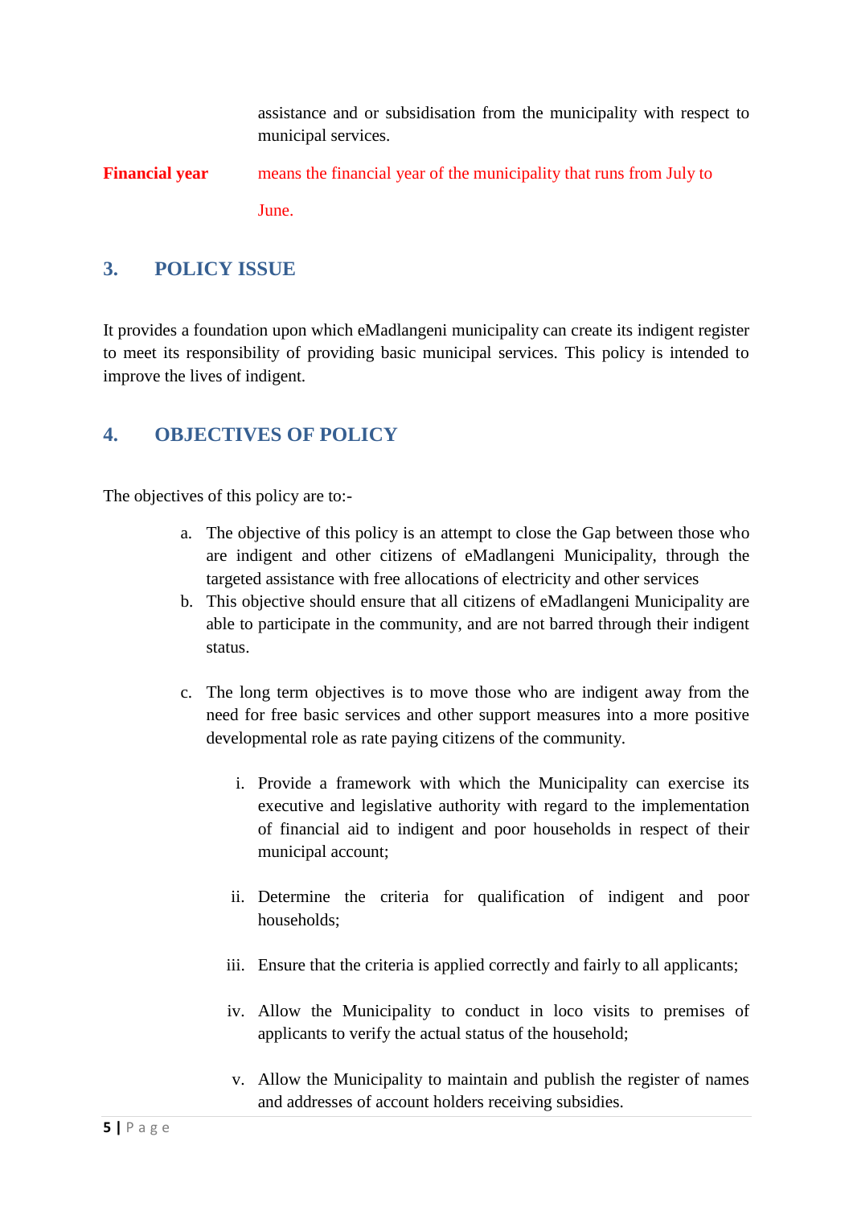assistance and or subsidisation from the municipality with respect to municipal services.

**Financial year** means the financial year of the municipality that runs from July to June.

## 3. POLICY ISSUE

It provides a foundation upon which eMadlangeni municipality can create its indigent register to meet its responsibility of providing basic municipal services. This policy is intended to improve the lives of indigent.

## 4. OBJECTIVES OF POLICY

The objectives of this policy are to:-

a. The objective of this policy is an attempt to close the Gap between those who are indigent and other citizens of eMadlangeni Municipality, through the targeted assistance with free allocations of electricity and other services
b. This objective should ensure that all citizens of eMadlangeni Municipality are able to participate in the community, and are not barred through their indigent status.

c. The long term objectives is to move those who are indigent away from the need for free basic services and other support measures into a more positive developmental role as rate paying citizens of the community.

   i. Provide a framework with which the Municipality can exercise its executive and legislative authority with regard to the implementation of financial aid to indigent and poor households in respect of their municipal account;

   ii. Determine the criteria for qualification of indigent and poor households;

   iii. Ensure that the criteria is applied correctly and fairly to all applicants;

   iv. Allow the Municipality to conduct in loco visits to premises of applicants to verify the actual status of the household;

   v. Allow the Municipality to maintain and publish the register of names and addresses of account holders receiving subsidies.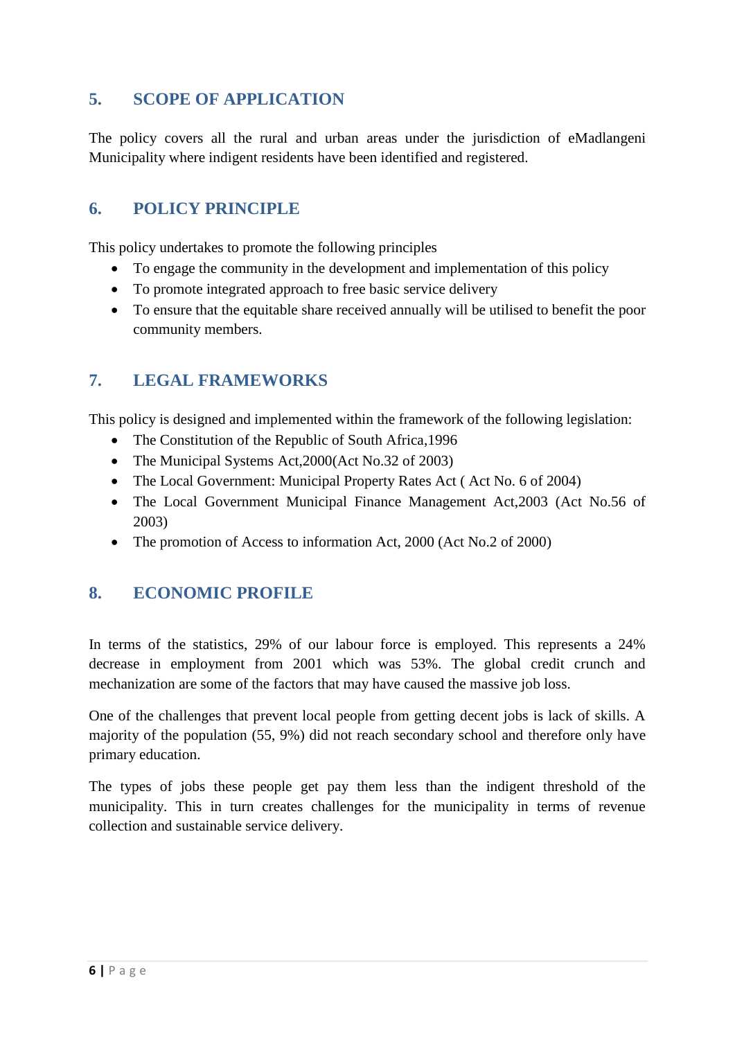## 5. SCOPE OF APPLICATION

The policy covers all the rural and urban areas under the jurisdiction of eMadlangeni Municipality where indigent residents have been identified and registered.

## 6. POLICY PRINCIPLE

This policy undertakes to promote the following principles

- To engage the community in the development and implementation of this policy
- To promote integrated approach to free basic service delivery
- To ensure that the equitable share received annually will be utilised to benefit the poor community members.

## 7. LEGAL FRAMEWORKS

This policy is designed and implemented within the framework of the following legislation:

- The Constitution of the Republic of South Africa,1996
- The Municipal Systems Act,2000(Act No.32 of 2003)
- The Local Government: Municipal Property Rates Act ( Act No. 6 of 2004)
- The Local Government Municipal Finance Management Act,2003 (Act No.56 of 2003)
- The promotion of Access to information Act, 2000 (Act No.2 of 2000)

## 8. ECONOMIC PROFILE

In terms of the statistics, 29% of our labour force is employed. This represents a 24% decrease in employment from 2001 which was 53%. The global credit crunch and mechanization are some of the factors that may have caused the massive job loss.

One of the challenges that prevent local people from getting decent jobs is lack of skills. A majority of the population (55, 9%) did not reach secondary school and therefore only have primary education.

The types of jobs these people get pay them less than the indigent threshold of the municipality. This in turn creates challenges for the municipality in terms of revenue collection and sustainable service delivery.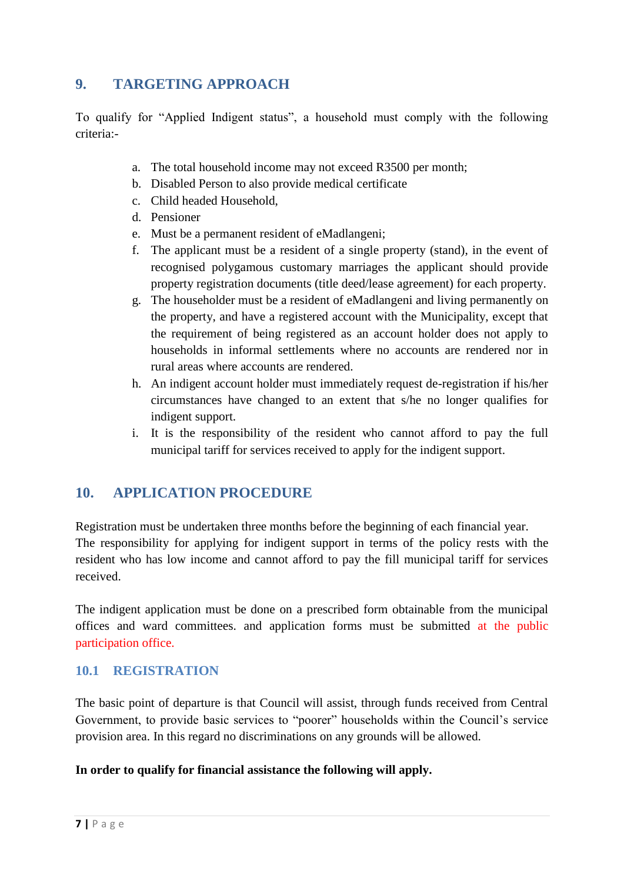## 9. TARGETING APPROACH

To qualify for "Applied Indigent status", a household must comply with the following criteria:-

a. The total household income may not exceed R3500 per month;
b. Disabled Person to also provide medical certificate
c. Child headed Household,
d. Pensioner
e. Must be a permanent resident of eMadlangeni;
f. The applicant must be a resident of a single property (stand), in the event of recognised polygamous customary marriages the applicant should provide property registration documents (title deed/lease agreement) for each property.
g. The householder must be a resident of eMadlangeni and living permanently on the property, and have a registered account with the Municipality, except that the requirement of being registered as an account holder does not apply to households in informal settlements where no accounts are rendered nor in rural areas where accounts are rendered.
h. An indigent account holder must immediately request de-registration if his/her circumstances have changed to an extent that s/he no longer qualifies for indigent support.
i. It is the responsibility of the resident who cannot afford to pay the full municipal tariff for services received to apply for the indigent support.

## 10. APPLICATION PROCEDURE

Registration must be undertaken three months before the beginning of each financial year. The responsibility for applying for indigent support in terms of the policy rests with the resident who has low income and cannot afford to pay the fill municipal tariff for services received.

The indigent application must be done on a prescribed form obtainable from the municipal offices and ward committees. and application forms must be submitted at the public participation office.

### 10.1 REGISTRATION

The basic point of departure is that Council will assist, through funds received from Central Government, to provide basic services to "poorer" households within the Council's service provision area. In this regard no discriminations on any grounds will be allowed.

**In order to qualify for financial assistance the following will apply.**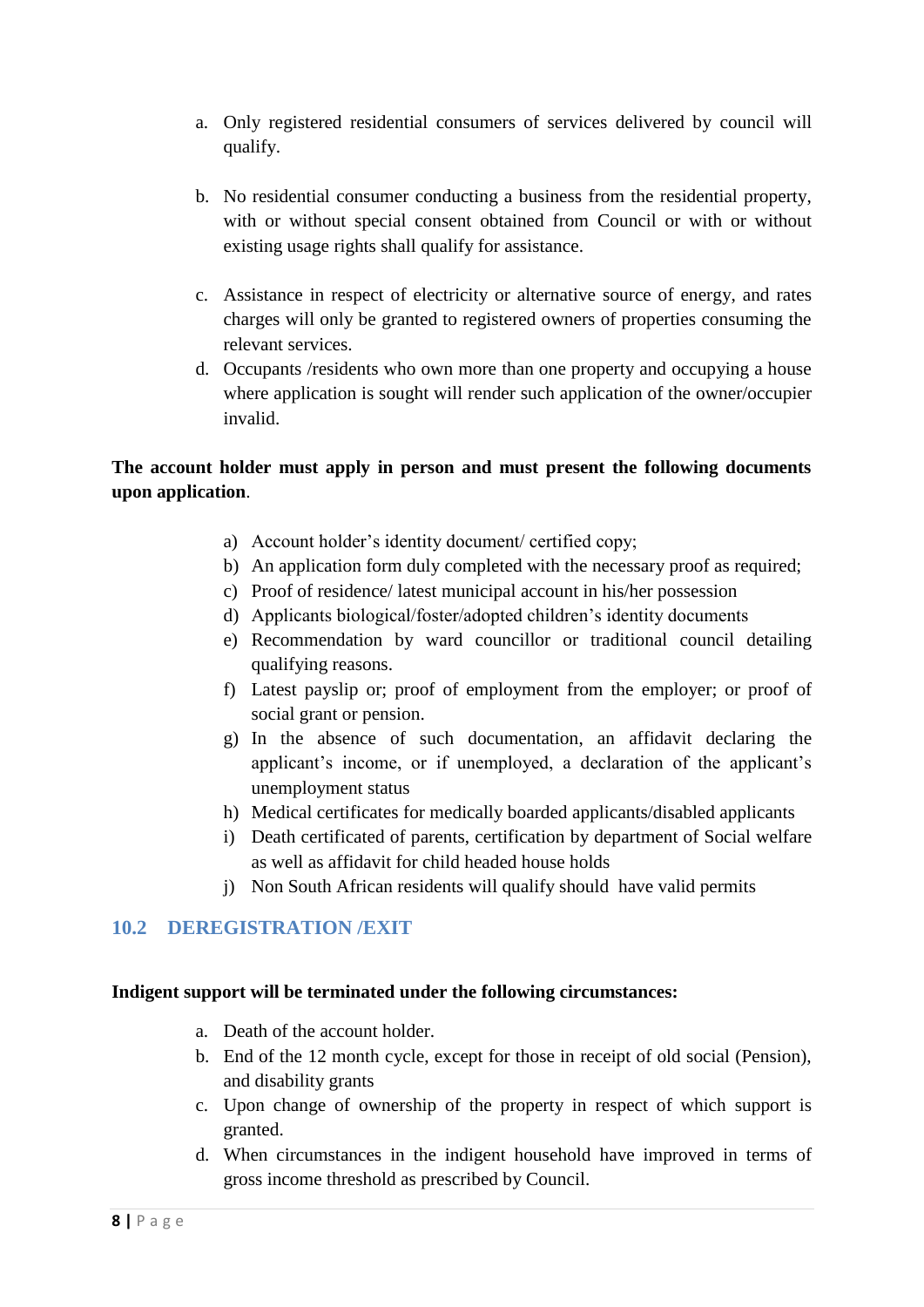a. Only registered residential consumers of services delivered by council will qualify.

b. No residential consumer conducting a business from the residential property, with or without special consent obtained from Council or with or without existing usage rights shall qualify for assistance.

c. Assistance in respect of electricity or alternative source of energy, and rates charges will only be granted to registered owners of properties consuming the relevant services.

d. Occupants /residents who own more than one property and occupying a house where application is sought will render such application of the owner/occupier invalid.

**The account holder must apply in person and must present the following documents upon application**.

a) Account holder's identity document/ certified copy;
b) An application form duly completed with the necessary proof as required;
c) Proof of residence/ latest municipal account in his/her possession
d) Applicants biological/foster/adopted children's identity documents
e) Recommendation by ward councillor or traditional council detailing qualifying reasons.
f) Latest payslip or; proof of employment from the employer; or proof of social grant or pension.
g) In the absence of such documentation, an affidavit declaring the applicant's income, or if unemployed, a declaration of the applicant's unemployment status
h) Medical certificates for medically boarded applicants/disabled applicants
i) Death certificated of parents, certification by department of Social welfare as well as affidavit for child headed house holds
j) Non South African residents will qualify should have valid permits

## 10.2 DEREGISTRATION /EXIT

**Indigent support will be terminated under the following circumstances:**

a. Death of the account holder.
b. End of the 12 month cycle, except for those in receipt of old social (Pension), and disability grants
c. Upon change of ownership of the property in respect of which support is granted.
d. When circumstances in the indigent household have improved in terms of gross income threshold as prescribed by Council.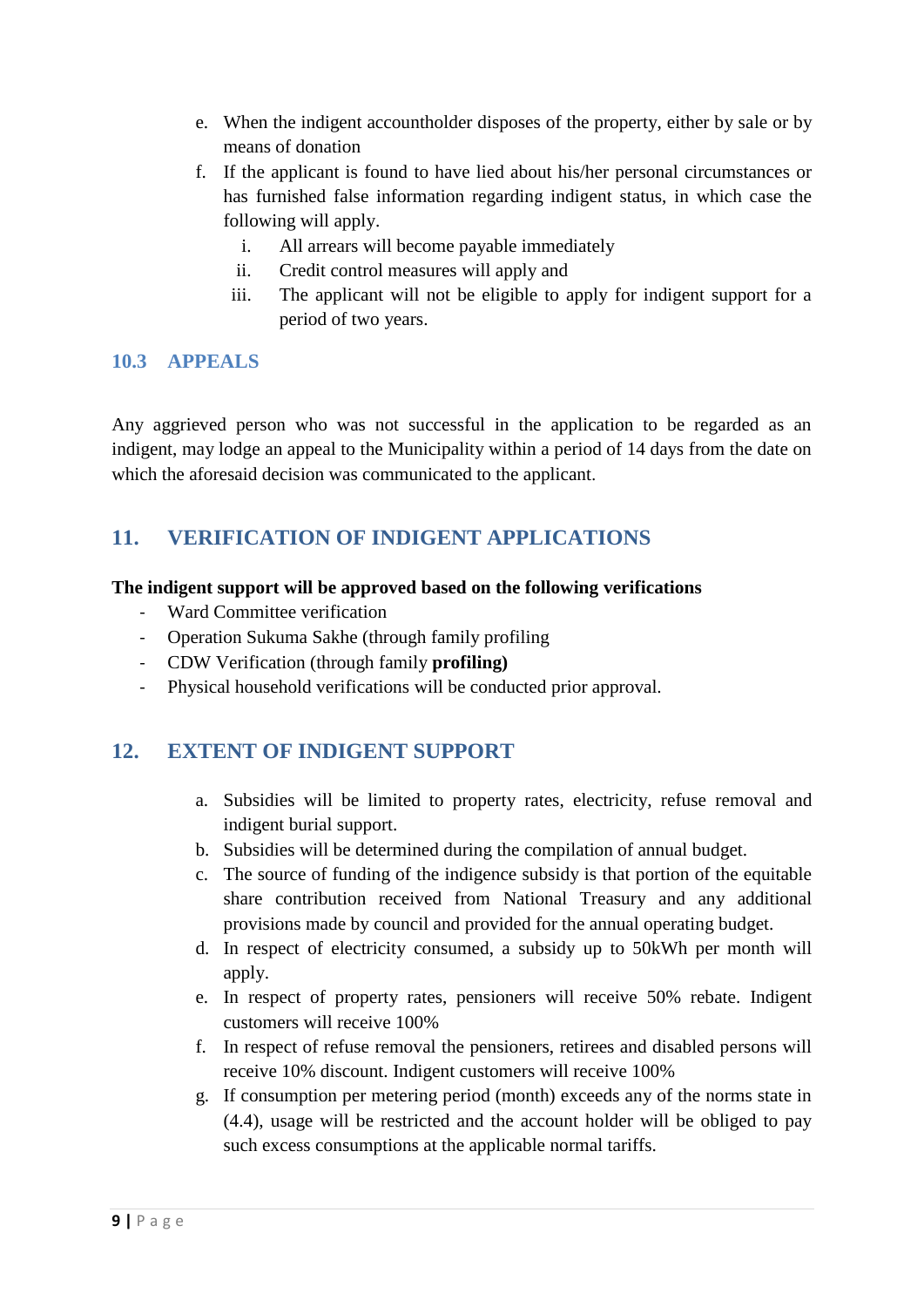e. When the indigent accountholder disposes of the property, either by sale or by means of donation
f. If the applicant is found to have lied about his/her personal circumstances or has furnished false information regarding indigent status, in which case the following will apply.
   i. All arrears will become payable immediately
   ii. Credit control measures will apply and
   iii. The applicant will not be eligible to apply for indigent support for a period of two years.

### 10.3 APPEALS

Any aggrieved person who was not successful in the application to be regarded as an indigent, may lodge an appeal to the Municipality within a period of 14 days from the date on which the aforesaid decision was communicated to the applicant.

## 11. VERIFICATION OF INDIGENT APPLICATIONS

**The indigent support will be approved based on the following verifications**

- Ward Committee verification
- Operation Sukuma Sakhe (through family profiling
- CDW Verification (through family **profiling)**
- Physical household verifications will be conducted prior approval.

## 12. EXTENT OF INDIGENT SUPPORT

a. Subsidies will be limited to property rates, electricity, refuse removal and indigent burial support.
b. Subsidies will be determined during the compilation of annual budget.
c. The source of funding of the indigence subsidy is that portion of the equitable share contribution received from National Treasury and any additional provisions made by council and provided for the annual operating budget.
d. In respect of electricity consumed, a subsidy up to 50kWh per month will apply.
e. In respect of property rates, pensioners will receive 50% rebate. Indigent customers will receive 100%
f. In respect of refuse removal the pensioners, retirees and disabled persons will receive 10% discount. Indigent customers will receive 100%
g. If consumption per metering period (month) exceeds any of the norms state in (4.4), usage will be restricted and the account holder will be obliged to pay such excess consumptions at the applicable normal tariffs.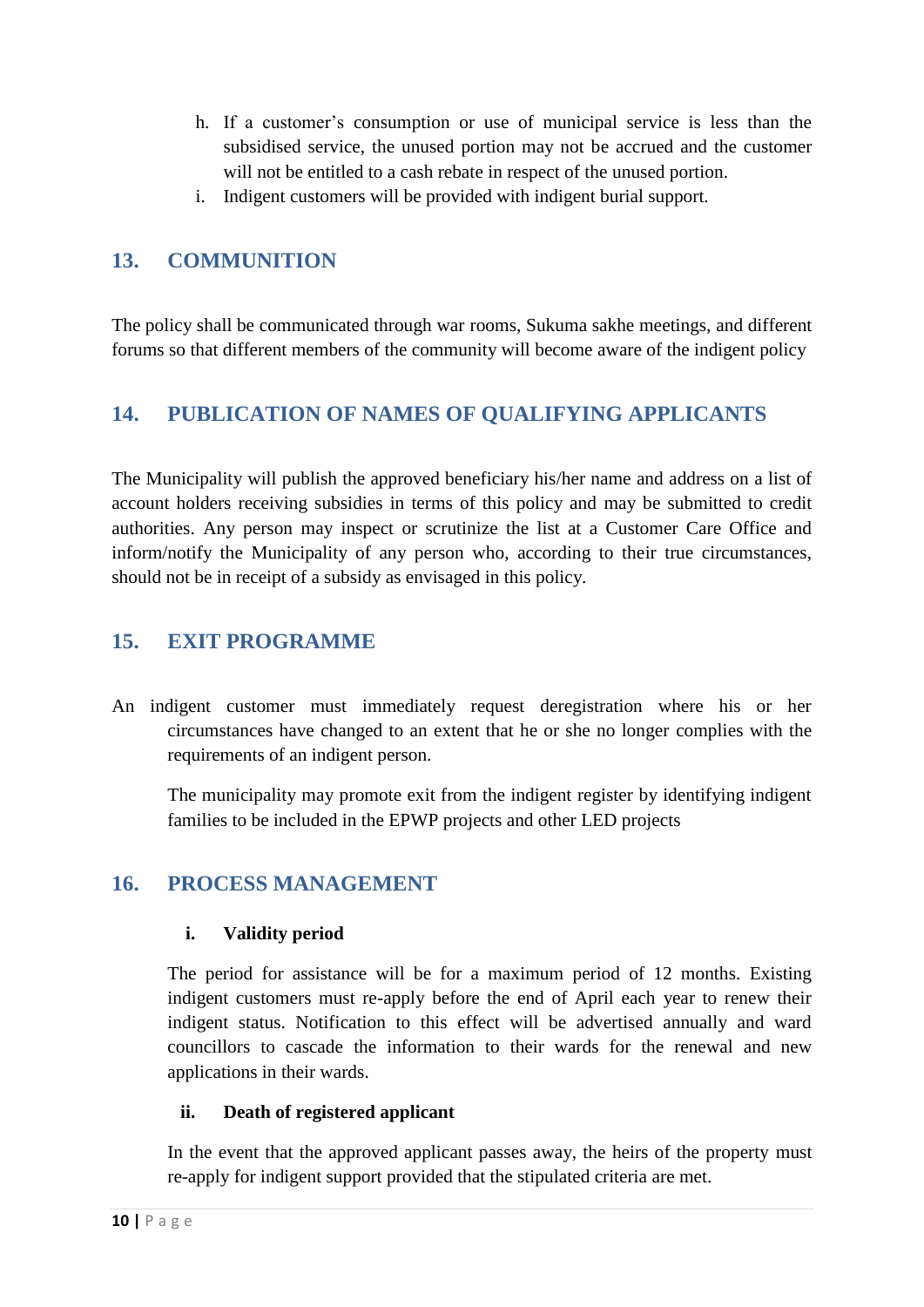h. If a customer's consumption or use of municipal service is less than the subsidised service, the unused portion may not be accrued and the customer will not be entitled to a cash rebate in respect of the unused portion.
i. Indigent customers will be provided with indigent burial support.

## 13. COMMUNITION

The policy shall be communicated through war rooms, Sukuma sakhe meetings, and different forums so that different members of the community will become aware of the indigent policy

## 14. PUBLICATION OF NAMES OF QUALIFYING APPLICANTS

The Municipality will publish the approved beneficiary his/her name and address on a list of account holders receiving subsidies in terms of this policy and may be submitted to credit authorities. Any person may inspect or scrutinize the list at a Customer Care Office and inform/notify the Municipality of any person who, according to their true circumstances, should not be in receipt of a subsidy as envisaged in this policy.

## 15. EXIT PROGRAMME

An indigent customer must immediately request deregistration where his or her circumstances have changed to an extent that he or she no longer complies with the requirements of an indigent person.

The municipality may promote exit from the indigent register by identifying indigent families to be included in the EPWP projects and other LED projects

## 16. PROCESS MANAGEMENT

**i. Validity period**

The period for assistance will be for a maximum period of 12 months. Existing indigent customers must re-apply before the end of April each year to renew their indigent status. Notification to this effect will be advertised annually and ward councillors to cascade the information to their wards for the renewal and new applications in their wards.

**ii. Death of registered applicant**

In the event that the approved applicant passes away, the heirs of the property must re-apply for indigent support provided that the stipulated criteria are met.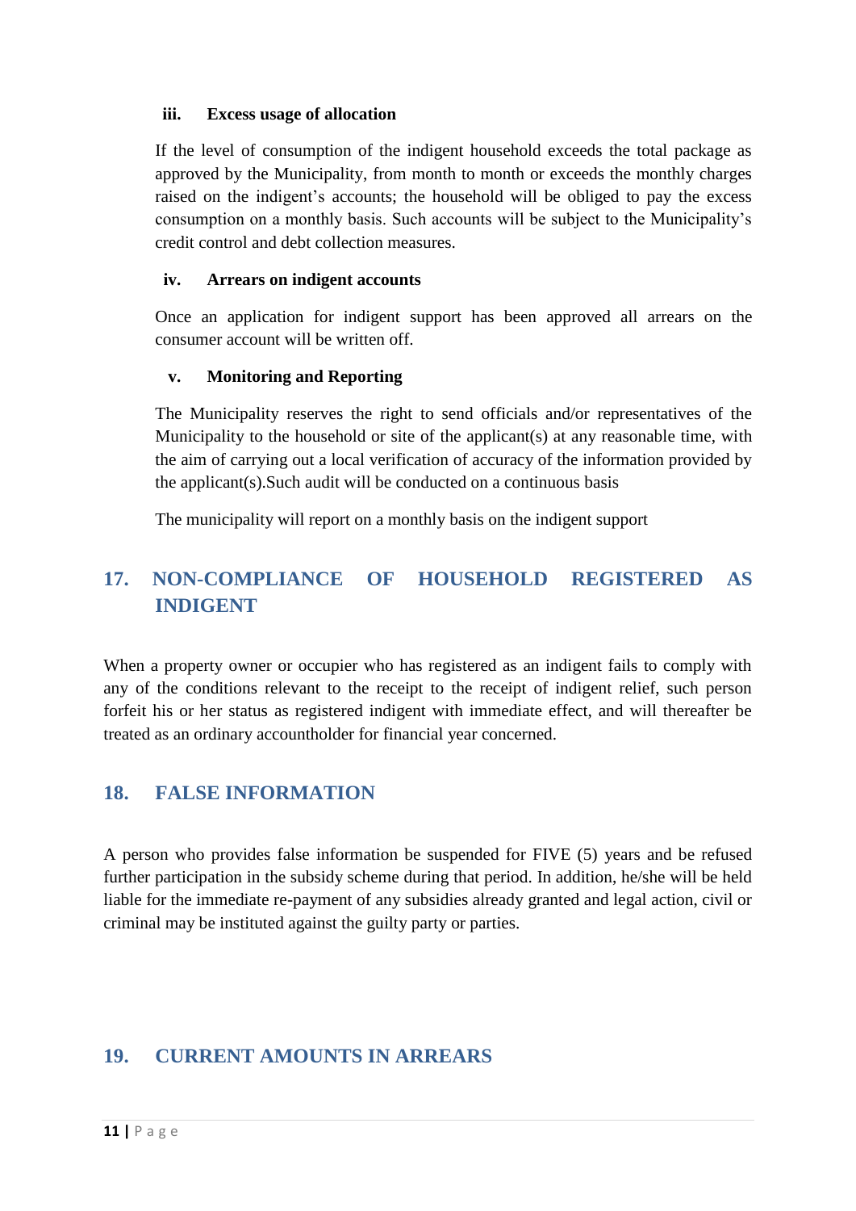#### iii. Excess usage of allocation

If the level of consumption of the indigent household exceeds the total package as approved by the Municipality, from month to month or exceeds the monthly charges raised on the indigent's accounts; the household will be obliged to pay the excess consumption on a monthly basis. Such accounts will be subject to the Municipality's credit control and debt collection measures.

#### iv. Arrears on indigent accounts

Once an application for indigent support has been approved all arrears on the consumer account will be written off.

#### v. Monitoring and Reporting

The Municipality reserves the right to send officials and/or representatives of the Municipality to the household or site of the applicant(s) at any reasonable time, with the aim of carrying out a local verification of accuracy of the information provided by the applicant(s).Such audit will be conducted on a continuous basis

The municipality will report on a monthly basis on the indigent support

## 17. NON-COMPLIANCE OF HOUSEHOLD REGISTERED AS INDIGENT

When a property owner or occupier who has registered as an indigent fails to comply with any of the conditions relevant to the receipt to the receipt of indigent relief, such person forfeit his or her status as registered indigent with immediate effect, and will thereafter be treated as an ordinary accountholder for financial year concerned.

## 18. FALSE INFORMATION

A person who provides false information be suspended for FIVE (5) years and be refused further participation in the subsidy scheme during that period. In addition, he/she will be held liable for the immediate re-payment of any subsidies already granted and legal action, civil or criminal may be instituted against the guilty party or parties.

## 19. CURRENT AMOUNTS IN ARREARS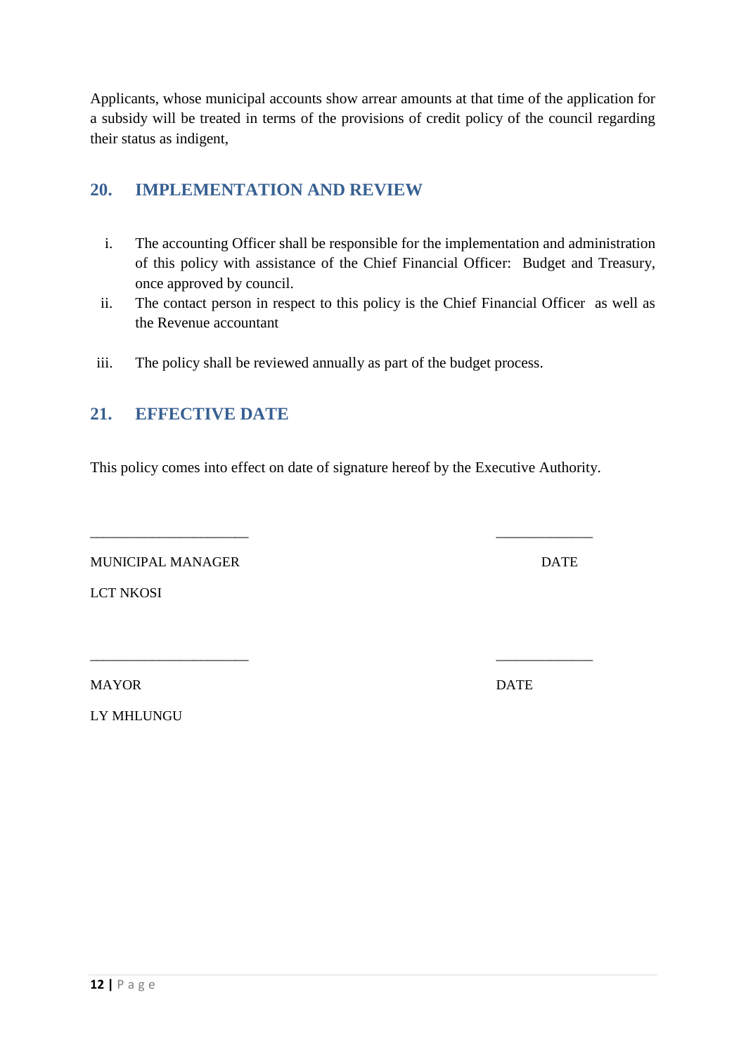Applicants, whose municipal accounts show arrear amounts at that time of the application for a subsidy will be treated in terms of the provisions of credit policy of the council regarding their status as indigent,

## 20. IMPLEMENTATION AND REVIEW

i. The accounting Officer shall be responsible for the implementation and administration of this policy with assistance of the Chief Financial Officer: Budget and Treasury, once approved by council.
ii. The contact person in respect to this policy is the Chief Financial Officer as well as the Revenue accountant

iii. The policy shall be reviewed annually as part of the budget process.

## 21. EFFECTIVE DATE

This policy comes into effect on date of signature hereof by the Executive Authority.

______________________ ______________

MUNICIPAL MANAGER DATE

LCT NKOSI

______________________ ______________

MAYOR DATE

LY MHLUNGU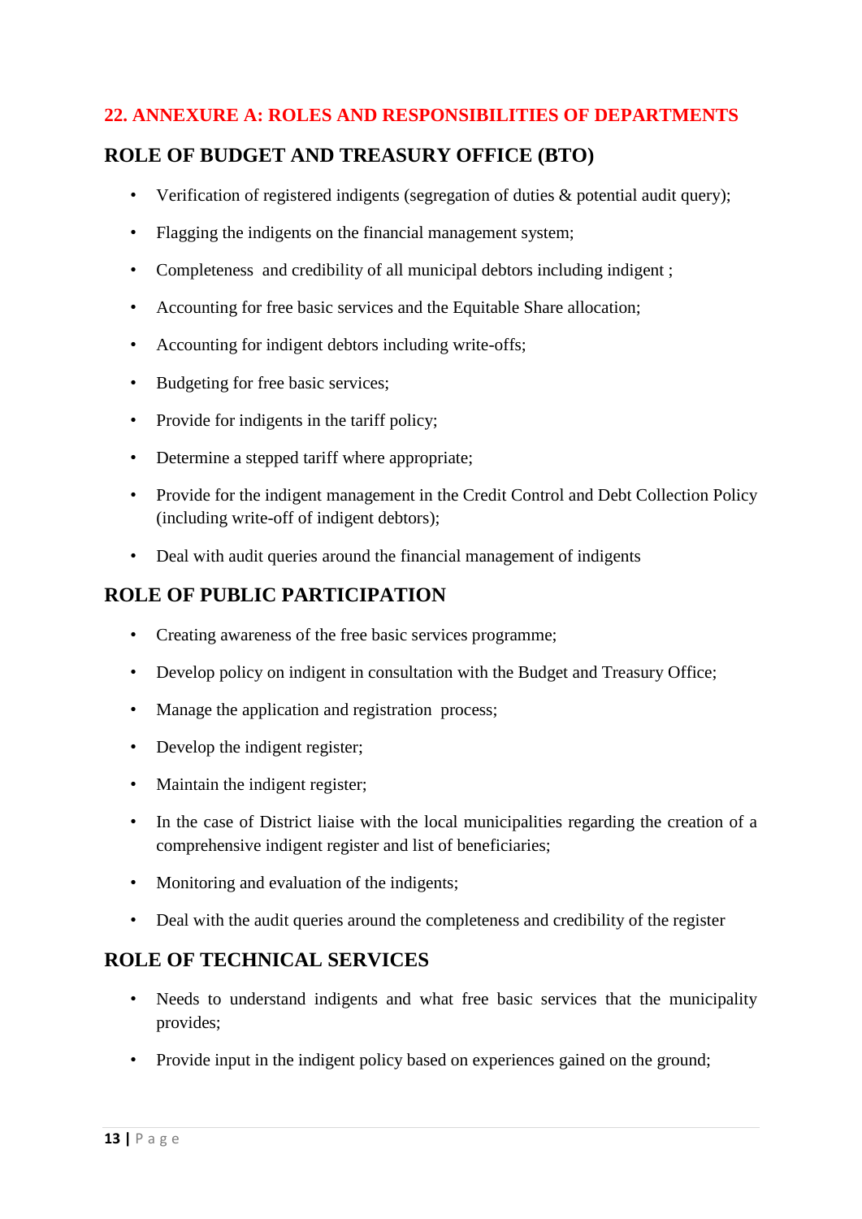## 22. ANNEXURE A: ROLES AND RESPONSIBILITIES OF DEPARTMENTS

### ROLE OF BUDGET AND TREASURY OFFICE (BTO)

- Verification of registered indigents (segregation of duties & potential audit query);
- Flagging the indigents on the financial management system;
- Completeness and credibility of all municipal debtors including indigent ;
- Accounting for free basic services and the Equitable Share allocation;
- Accounting for indigent debtors including write-offs;
- Budgeting for free basic services;
- Provide for indigents in the tariff policy;
- Determine a stepped tariff where appropriate;
- Provide for the indigent management in the Credit Control and Debt Collection Policy (including write-off of indigent debtors);
- Deal with audit queries around the financial management of indigents

### ROLE OF PUBLIC PARTICIPATION

- Creating awareness of the free basic services programme;
- Develop policy on indigent in consultation with the Budget and Treasury Office;
- Manage the application and registration process;
- Develop the indigent register;
- Maintain the indigent register;
- In the case of District liaise with the local municipalities regarding the creation of a comprehensive indigent register and list of beneficiaries;
- Monitoring and evaluation of the indigents;
- Deal with the audit queries around the completeness and credibility of the register

### ROLE OF TECHNICAL SERVICES

- Needs to understand indigents and what free basic services that the municipality provides;
- Provide input in the indigent policy based on experiences gained on the ground;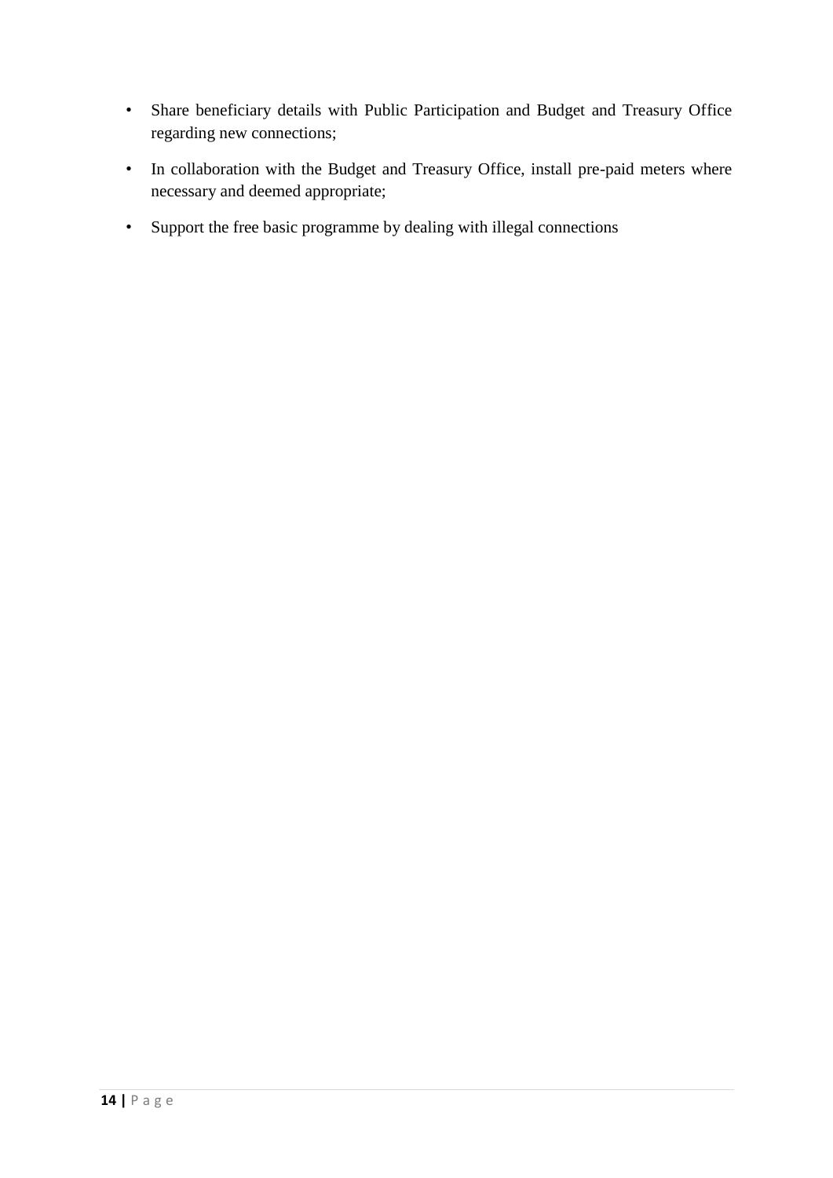- Share beneficiary details with Public Participation and Budget and Treasury Office regarding new connections;
- In collaboration with the Budget and Treasury Office, install pre-paid meters where necessary and deemed appropriate;
- Support the free basic programme by dealing with illegal connections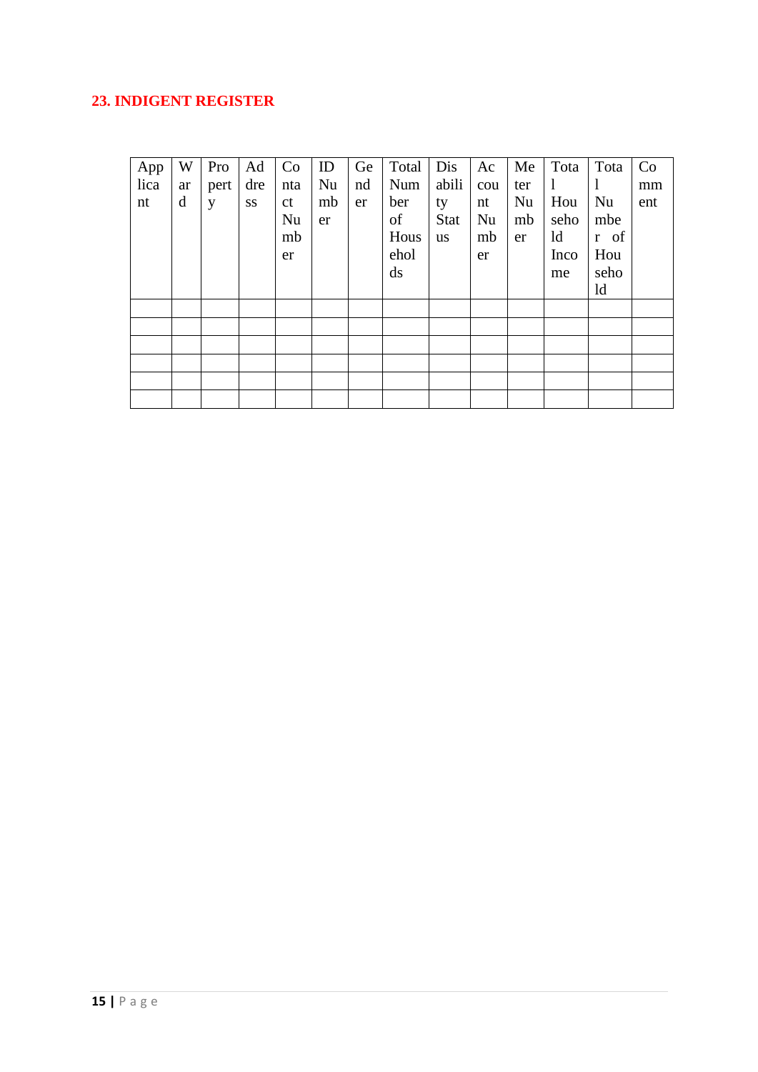## 23. INDIGENT REGISTER

| Applicant | Ward | Property | Address | Contact Number | ID Number | Gender | Total Number of Households | Disability Status | Account Number | Meter Number | Total Household Income | Total Number of Household | Comment |
|---|---|---|---|---|---|---|---|---|---|---|---|---|---|
| | | | | | | | | | | | | | |
| | | | | | | | | | | | | | |
| | | | | | | | | | | | | | |
| | | | | | | | | | | | | | |
| | | | | | | | | | | | | | |
| | | | | | | | | | | | | | |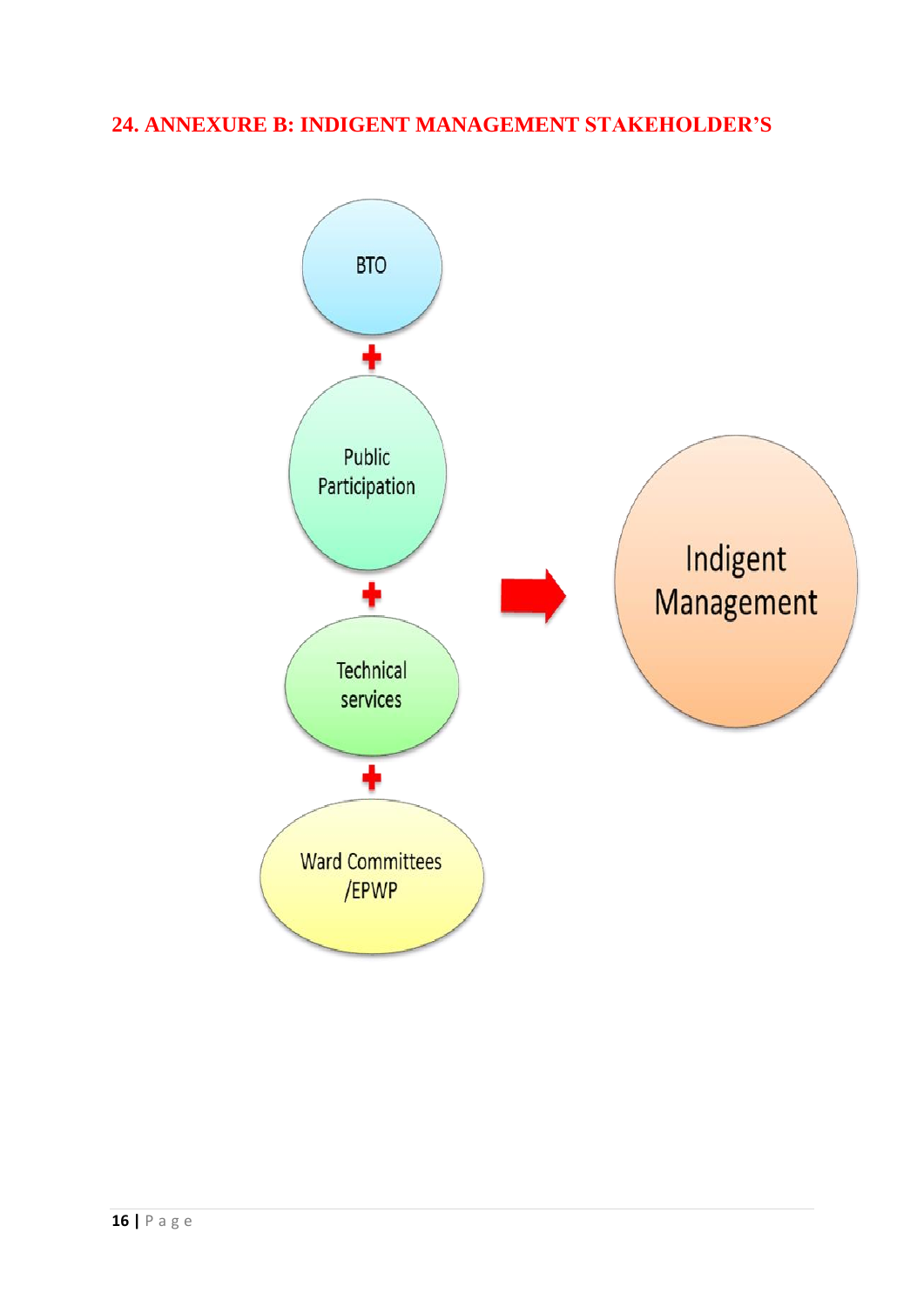## 24. ANNEXURE B: INDIGENT MANAGEMENT STAKEHOLDER'S

BTO

Public Participation

Technical services

Ward Committees /EPWP

Indigent Management